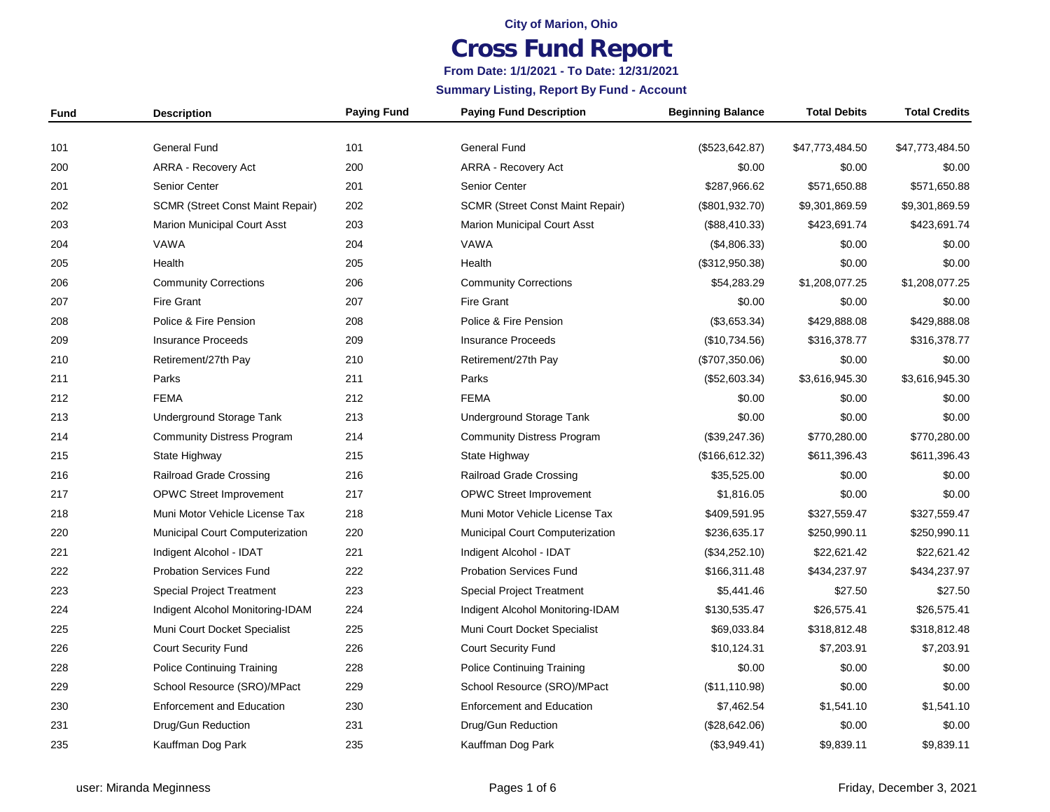City of Marion, Ohio

# Cross Fund Report

**From Date: 1/1/2021 - To Date: 12/31/2021**

**Summary Listing, Report By Fund - Account**

| Fund | Description | Paying Fund | Paying Fund Description | Beginning Balance | Total Debits | Total Credits |
|---|---|---|---|---|---|---|
| 101 | General Fund | 101 | General Fund | ($523,642.87) | $47,773,484.50 | $47,773,484.50 |
| 200 | ARRA - Recovery Act | 200 | ARRA - Recovery Act | $0.00 | $0.00 | $0.00 |
| 201 | Senior Center | 201 | Senior Center | $287,966.62 | $571,650.88 | $571,650.88 |
| 202 | SCMR (Street Const Maint Repair) | 202 | SCMR (Street Const Maint Repair) | ($801,932.70) | $9,301,869.59 | $9,301,869.59 |
| 203 | Marion Municipal Court Asst | 203 | Marion Municipal Court Asst | ($88,410.33) | $423,691.74 | $423,691.74 |
| 204 | VAWA | 204 | VAWA | ($4,806.33) | $0.00 | $0.00 |
| 205 | Health | 205 | Health | ($312,950.38) | $0.00 | $0.00 |
| 206 | Community Corrections | 206 | Community Corrections | $54,283.29 | $1,208,077.25 | $1,208,077.25 |
| 207 | Fire Grant | 207 | Fire Grant | $0.00 | $0.00 | $0.00 |
| 208 | Police & Fire Pension | 208 | Police & Fire Pension | ($3,653.34) | $429,888.08 | $429,888.08 |
| 209 | Insurance Proceeds | 209 | Insurance Proceeds | ($10,734.56) | $316,378.77 | $316,378.77 |
| 210 | Retirement/27th Pay | 210 | Retirement/27th Pay | ($707,350.06) | $0.00 | $0.00 |
| 211 | Parks | 211 | Parks | ($52,603.34) | $3,616,945.30 | $3,616,945.30 |
| 212 | FEMA | 212 | FEMA | $0.00 | $0.00 | $0.00 |
| 213 | Underground Storage Tank | 213 | Underground Storage Tank | $0.00 | $0.00 | $0.00 |
| 214 | Community Distress Program | 214 | Community Distress Program | ($39,247.36) | $770,280.00 | $770,280.00 |
| 215 | State Highway | 215 | State Highway | ($166,612.32) | $611,396.43 | $611,396.43 |
| 216 | Railroad Grade Crossing | 216 | Railroad Grade Crossing | $35,525.00 | $0.00 | $0.00 |
| 217 | OPWC Street Improvement | 217 | OPWC Street Improvement | $1,816.05 | $0.00 | $0.00 |
| 218 | Muni Motor Vehicle License Tax | 218 | Muni Motor Vehicle License Tax | $409,591.95 | $327,559.47 | $327,559.47 |
| 220 | Municipal Court Computerization | 220 | Municipal Court Computerization | $236,635.17 | $250,990.11 | $250,990.11 |
| 221 | Indigent Alcohol - IDAT | 221 | Indigent Alcohol - IDAT | ($34,252.10) | $22,621.42 | $22,621.42 |
| 222 | Probation Services Fund | 222 | Probation Services Fund | $166,311.48 | $434,237.97 | $434,237.97 |
| 223 | Special Project Treatment | 223 | Special Project Treatment | $5,441.46 | $27.50 | $27.50 |
| 224 | Indigent Alcohol Monitoring-IDAM | 224 | Indigent Alcohol Monitoring-IDAM | $130,535.47 | $26,575.41 | $26,575.41 |
| 225 | Muni Court Docket Specialist | 225 | Muni Court Docket Specialist | $69,033.84 | $318,812.48 | $318,812.48 |
| 226 | Court Security Fund | 226 | Court Security Fund | $10,124.31 | $7,203.91 | $7,203.91 |
| 228 | Police Continuing Training | 228 | Police Continuing Training | $0.00 | $0.00 | $0.00 |
| 229 | School Resource (SRO)/MPact | 229 | School Resource (SRO)/MPact | ($11,110.98) | $0.00 | $0.00 |
| 230 | Enforcement and Education | 230 | Enforcement and Education | $7,462.54 | $1,541.10 | $1,541.10 |
| 231 | Drug/Gun Reduction | 231 | Drug/Gun Reduction | ($28,642.06) | $0.00 | $0.00 |
| 235 | Kauffman Dog Park | 235 | Kauffman Dog Park | ($3,949.41) | $9,839.11 | $9,839.11 |

user: Miranda Meginness | Friday, December 3, 2021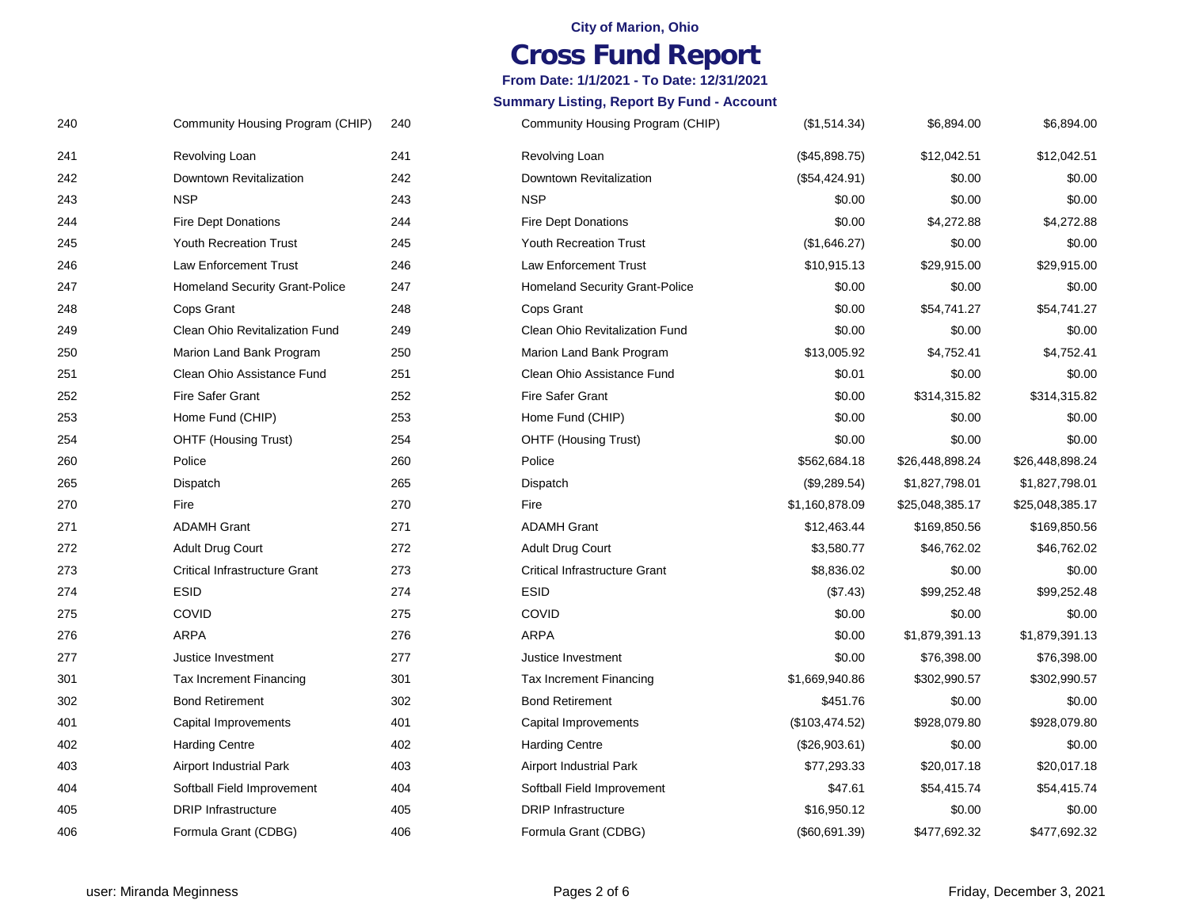**City of Marion, Ohio**

# Cross Fund Report

**From Date: 1/1/2021 - To Date: 12/31/2021**

**Summary Listing, Report By Fund - Account**

| | | | | | | |
|---|---|---|---|---|---|---|
| 240 | Community Housing Program (CHIP) | 240 | Community Housing Program (CHIP) | ($1,514.34) | $6,894.00 | $6,894.00 |
| 241 | Revolving Loan | 241 | Revolving Loan | ($45,898.75) | $12,042.51 | $12,042.51 |
| 242 | Downtown Revitalization | 242 | Downtown Revitalization | ($54,424.91) | $0.00 | $0.00 |
| 243 | NSP | 243 | NSP | $0.00 | $0.00 | $0.00 |
| 244 | Fire Dept Donations | 244 | Fire Dept Donations | $0.00 | $4,272.88 | $4,272.88 |
| 245 | Youth Recreation Trust | 245 | Youth Recreation Trust | ($1,646.27) | $0.00 | $0.00 |
| 246 | Law Enforcement Trust | 246 | Law Enforcement Trust | $10,915.13 | $29,915.00 | $29,915.00 |
| 247 | Homeland Security Grant-Police | 247 | Homeland Security Grant-Police | $0.00 | $0.00 | $0.00 |
| 248 | Cops Grant | 248 | Cops Grant | $0.00 | $54,741.27 | $54,741.27 |
| 249 | Clean Ohio Revitalization Fund | 249 | Clean Ohio Revitalization Fund | $0.00 | $0.00 | $0.00 |
| 250 | Marion Land Bank Program | 250 | Marion Land Bank Program | $13,005.92 | $4,752.41 | $4,752.41 |
| 251 | Clean Ohio Assistance Fund | 251 | Clean Ohio Assistance Fund | $0.01 | $0.00 | $0.00 |
| 252 | Fire Safer Grant | 252 | Fire Safer Grant | $0.00 | $314,315.82 | $314,315.82 |
| 253 | Home Fund (CHIP) | 253 | Home Fund (CHIP) | $0.00 | $0.00 | $0.00 |
| 254 | OHTF (Housing Trust) | 254 | OHTF (Housing Trust) | $0.00 | $0.00 | $0.00 |
| 260 | Police | 260 | Police | $562,684.18 | $26,448,898.24 | $26,448,898.24 |
| 265 | Dispatch | 265 | Dispatch | ($9,289.54) | $1,827,798.01 | $1,827,798.01 |
| 270 | Fire | 270 | Fire | $1,160,878.09 | $25,048,385.17 | $25,048,385.17 |
| 271 | ADAMH Grant | 271 | ADAMH Grant | $12,463.44 | $169,850.56 | $169,850.56 |
| 272 | Adult Drug Court | 272 | Adult Drug Court | $3,580.77 | $46,762.02 | $46,762.02 |
| 273 | Critical Infrastructure Grant | 273 | Critical Infrastructure Grant | $8,836.02 | $0.00 | $0.00 |
| 274 | ESID | 274 | ESID | ($7.43) | $99,252.48 | $99,252.48 |
| 275 | COVID | 275 | COVID | $0.00 | $0.00 | $0.00 |
| 276 | ARPA | 276 | ARPA | $0.00 | $1,879,391.13 | $1,879,391.13 |
| 277 | Justice Investment | 277 | Justice Investment | $0.00 | $76,398.00 | $76,398.00 |
| 301 | Tax Increment Financing | 301 | Tax Increment Financing | $1,669,940.86 | $302,990.57 | $302,990.57 |
| 302 | Bond Retirement | 302 | Bond Retirement | $451.76 | $0.00 | $0.00 |
| 401 | Capital Improvements | 401 | Capital Improvements | ($103,474.52) | $928,079.80 | $928,079.80 |
| 402 | Harding Centre | 402 | Harding Centre | ($26,903.61) | $0.00 | $0.00 |
| 403 | Airport Industrial Park | 403 | Airport Industrial Park | $77,293.33 | $20,017.18 | $20,017.18 |
| 404 | Softball Field Improvement | 404 | Softball Field Improvement | $47.61 | $54,415.74 | $54,415.74 |
| 405 | DRIP Infrastructure | 405 | DRIP Infrastructure | $16,950.12 | $0.00 | $0.00 |
| 406 | Formula Grant (CDBG) | 406 | Formula Grant (CDBG) | ($60,691.39) | $477,692.32 | $477,692.32 |

user: Miranda Meginness — Friday, December 3, 2021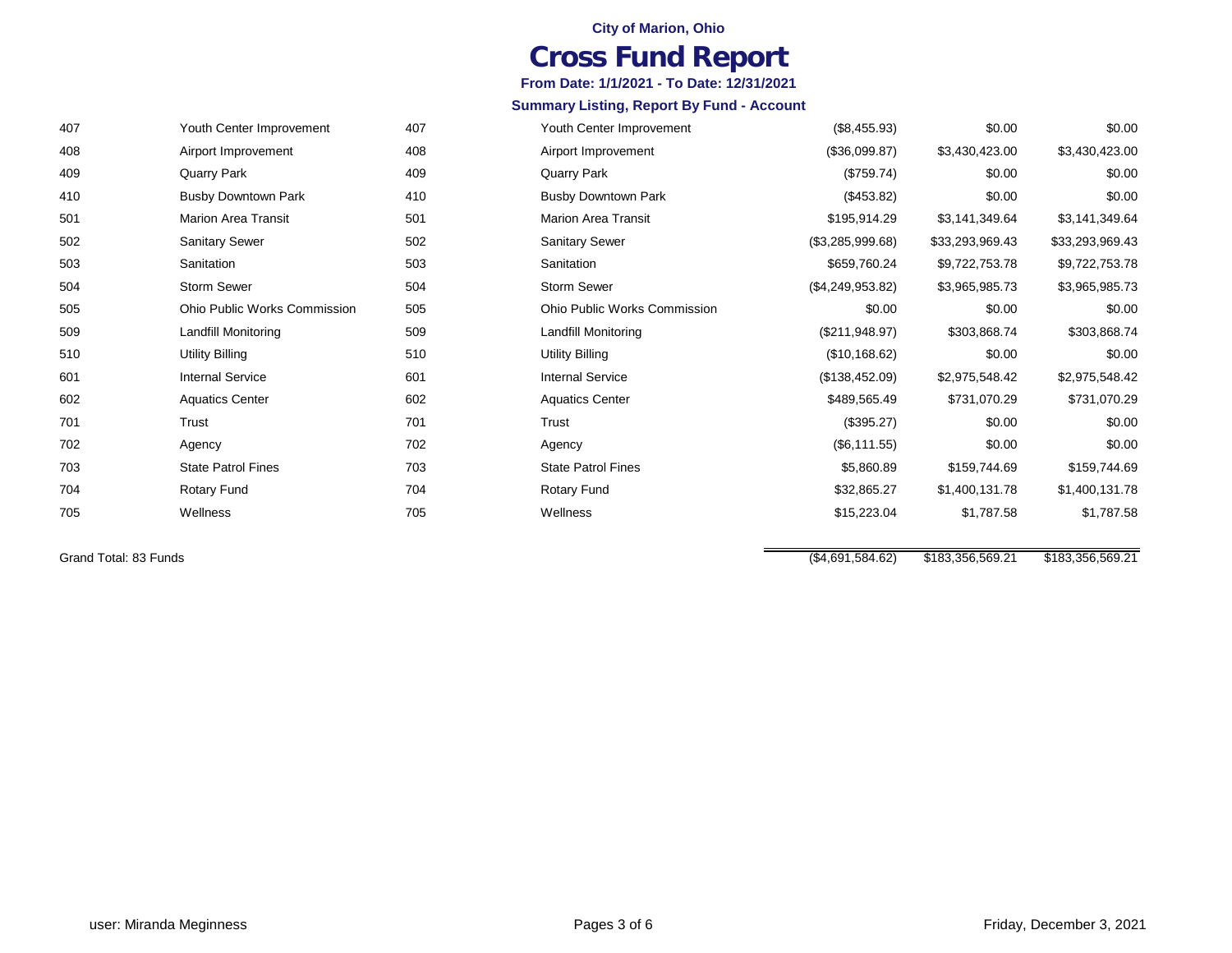City of Marion, Ohio

# Cross Fund Report

**From Date: 1/1/2021 - To Date: 12/31/2021**

**Summary Listing, Report By Fund - Account**

| | | | | | | |
|---|---|---|---|---|---|---|
| 407 | Youth Center Improvement | 407 | Youth Center Improvement | ($8,455.93) | $0.00 | $0.00 |
| 408 | Airport Improvement | 408 | Airport Improvement | ($36,099.87) | $3,430,423.00 | $3,430,423.00 |
| 409 | Quarry Park | 409 | Quarry Park | ($759.74) | $0.00 | $0.00 |
| 410 | Busby Downtown Park | 410 | Busby Downtown Park | ($453.82) | $0.00 | $0.00 |
| 501 | Marion Area Transit | 501 | Marion Area Transit | $195,914.29 | $3,141,349.64 | $3,141,349.64 |
| 502 | Sanitary Sewer | 502 | Sanitary Sewer | ($3,285,999.68) | $33,293,969.43 | $33,293,969.43 |
| 503 | Sanitation | 503 | Sanitation | $659,760.24 | $9,722,753.78 | $9,722,753.78 |
| 504 | Storm Sewer | 504 | Storm Sewer | ($4,249,953.82) | $3,965,985.73 | $3,965,985.73 |
| 505 | Ohio Public Works Commission | 505 | Ohio Public Works Commission | $0.00 | $0.00 | $0.00 |
| 509 | Landfill Monitoring | 509 | Landfill Monitoring | ($211,948.97) | $303,868.74 | $303,868.74 |
| 510 | Utility Billing | 510 | Utility Billing | ($10,168.62) | $0.00 | $0.00 |
| 601 | Internal Service | 601 | Internal Service | ($138,452.09) | $2,975,548.42 | $2,975,548.42 |
| 602 | Aquatics Center | 602 | Aquatics Center | $489,565.49 | $731,070.29 | $731,070.29 |
| 701 | Trust | 701 | Trust | ($395.27) | $0.00 | $0.00 |
| 702 | Agency | 702 | Agency | ($6,111.55) | $0.00 | $0.00 |
| 703 | State Patrol Fines | 703 | State Patrol Fines | $5,860.89 | $159,744.69 | $159,744.69 |
| 704 | Rotary Fund | 704 | Rotary Fund | $32,865.27 | $1,400,131.78 | $1,400,131.78 |
| 705 | Wellness | 705 | Wellness | $15,223.04 | $1,787.58 | $1,787.58 |
| Grand Total: 83 Funds | | | | ($4,691,584.62) | $183,356,569.21 | $183,356,569.21 |

user: Miranda Meginness

Friday, December 3, 2021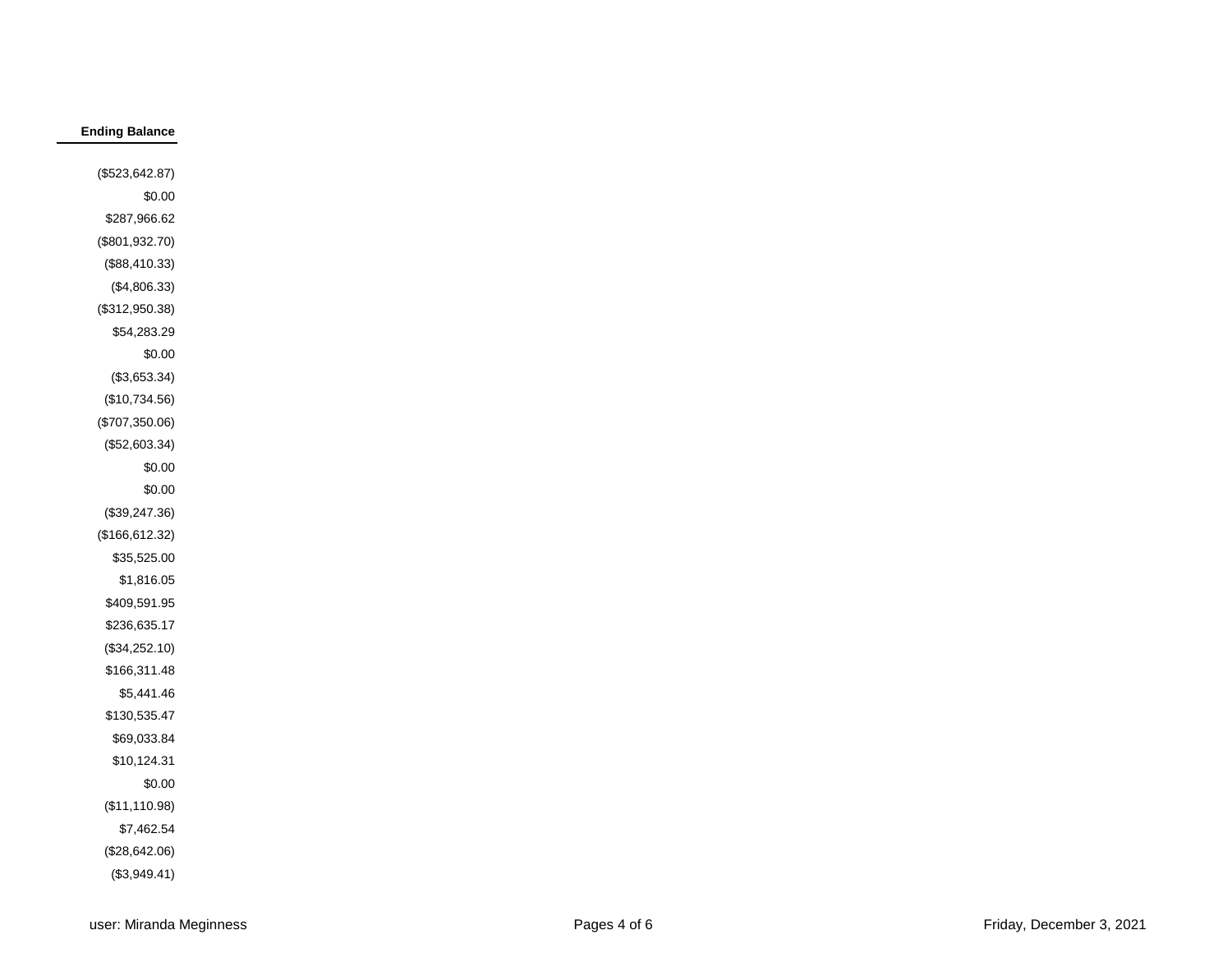| Ending Balance |
| ---: |
| ($523,642.87) |
| $0.00 |
| $287,966.62 |
| ($801,932.70) |
| ($88,410.33) |
| ($4,806.33) |
| ($312,950.38) |
| $54,283.29 |
| $0.00 |
| ($3,653.34) |
| ($10,734.56) |
| ($707,350.06) |
| ($52,603.34) |
| $0.00 |
| $0.00 |
| ($39,247.36) |
| ($166,612.32) |
| $35,525.00 |
| $1,816.05 |
| $409,591.95 |
| $236,635.17 |
| ($34,252.10) |
| $166,311.48 |
| $5,441.46 |
| $130,535.47 |
| $69,033.84 |
| $10,124.31 |
| $0.00 |
| ($11,110.98) |
| $7,462.54 |
| ($28,642.06) |
| ($3,949.41) |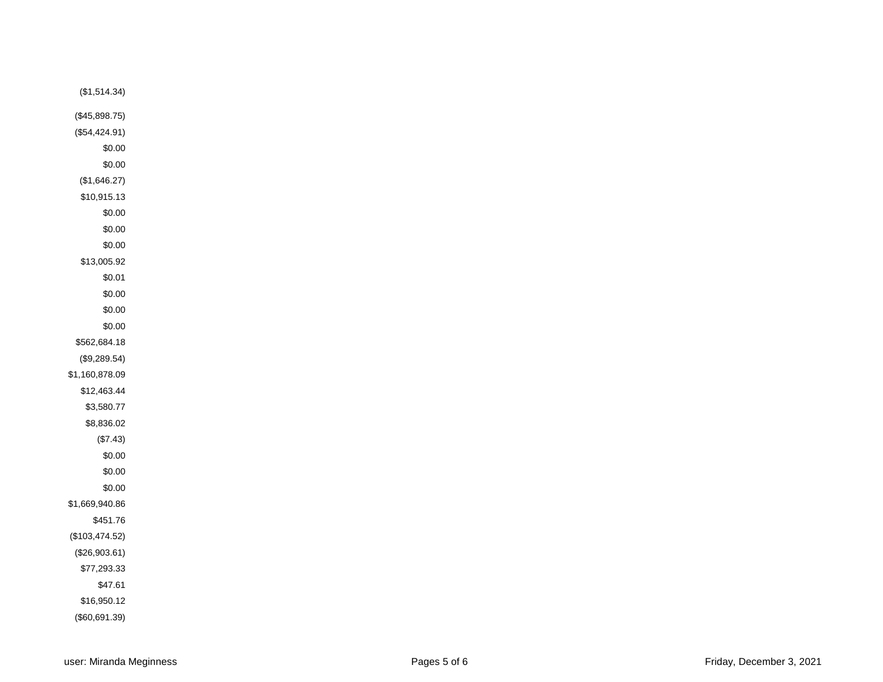($1,514.34)

($45,898.75)

($54,424.91)

$0.00

$0.00

($1,646.27)

$10,915.13

$0.00

$0.00

$0.00

$13,005.92

$0.01

$0.00

$0.00

$0.00

$562,684.18

($9,289.54)

$1,160,878.09

$12,463.44

$3,580.77

$8,836.02

($7.43)

$0.00

$0.00

$0.00

$1,669,940.86

$451.76

($103,474.52)

($26,903.61)

$77,293.33

$47.61

$16,950.12

($60,691.39)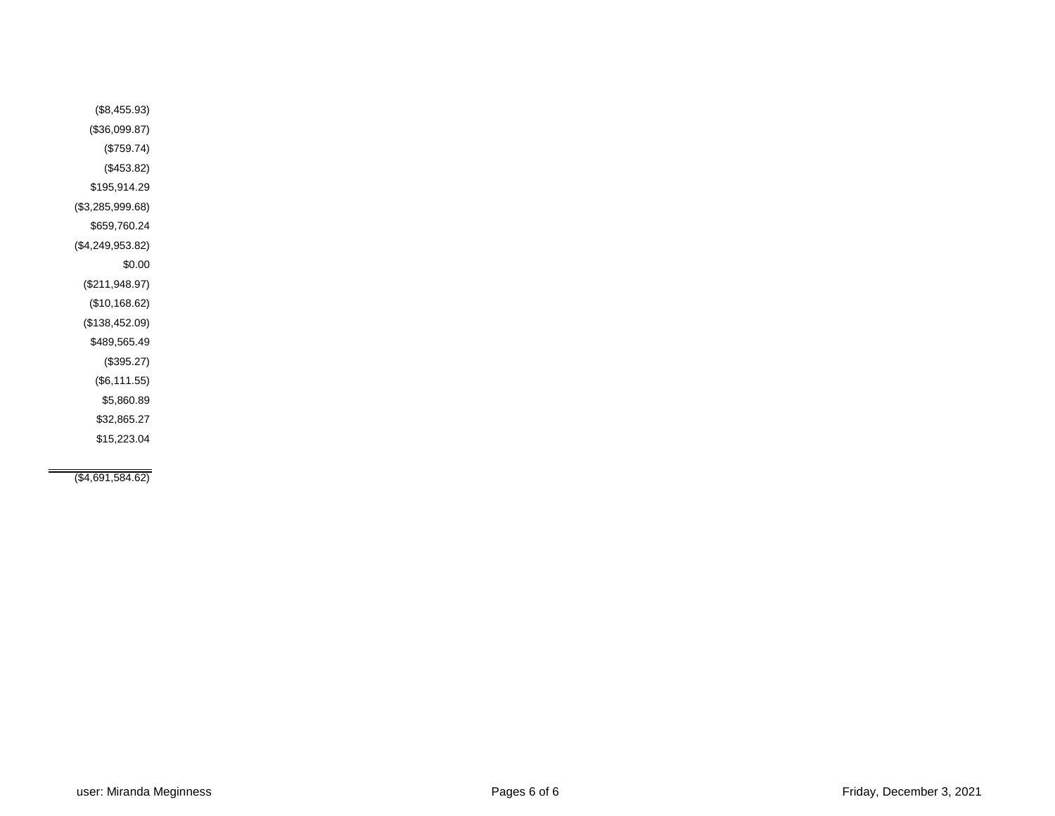| |
|---|
| ($8,455.93) |
| ($36,099.87) |
| ($759.74) |
| ($453.82) |
| $195,914.29 |
| ($3,285,999.68) |
| $659,760.24 |
| ($4,249,953.82) |
| $0.00 |
| ($211,948.97) |
| ($10,168.62) |
| ($138,452.09) |
| $489,565.49 |
| ($395.27) |
| ($6,111.55) |
| $5,860.89 |
| $32,865.27 |
| $15,223.04 |
| ($4,691,584.62) |

user: Miranda Meginness

Friday, December 3, 2021